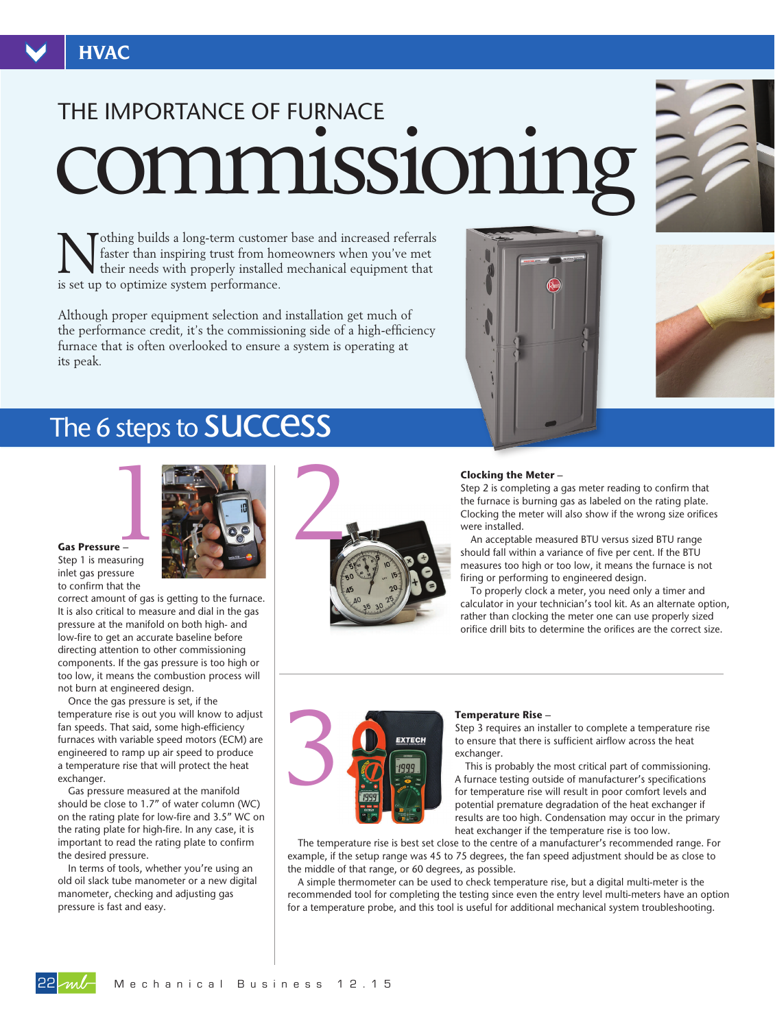# THE IMPORTANCE OF FURNACE commissioning

Nothing builds a long-term customer base and increased referrals faster than inspiring trust from homeowners when you've met their needs with properly installed mechanical equipment that is set up to optimize system performance.

Although proper equipment selection and installation get much of the performance credit, it's the commissioning side of a high-efficiency furnace that is often overlooked to ensure a system is operating at its peak.

## The 6 steps to SUCCESS

### 1

**Gas Pressure –**
Step 1 is measuring inlet gas pressure to confirm that the correct amount of gas is getting to the furnace. It is also critical to measure and dial in the gas pressure at the manifold on both high- and low-fire to get an accurate baseline before directing attention to other commissioning components. If the gas pressure is too high or too low, it means the combustion process will not burn at engineered design.

Once the gas pressure is set, if the temperature rise is out you will know to adjust fan speeds. That said, some high-efficiency furnaces with variable speed motors (ECM) are engineered to ramp up air speed to produce a temperature rise that will protect the heat exchanger.

Gas pressure measured at the manifold should be close to 1.7" of water column (WC) on the rating plate for low-fire and 3.5" WC on the rating plate for high-fire. In any case, it is important to read the rating plate to confirm the desired pressure.

In terms of tools, whether you're using an old oil slack tube manometer or a new digital manometer, checking and adjusting gas pressure is fast and easy.

### 2

**Clocking the Meter –**
Step 2 is completing a gas meter reading to confirm that the furnace is burning gas as labeled on the rating plate. Clocking the meter will also show if the wrong size orifices were installed.

An acceptable measured BTU versus sized BTU range should fall within a variance of five per cent. If the BTU measures too high or too low, it means the furnace is not firing or performing to engineered design.

To properly clock a meter, you need only a timer and calculator in your technician's tool kit. As an alternate option, rather than clocking the meter one can use properly sized orifice drill bits to determine the orifices are the correct size.

### 3

**Temperature Rise –**
Step 3 requires an installer to complete a temperature rise to ensure that there is sufficient airflow across the heat exchanger.

This is probably the most critical part of commissioning. A furnace testing outside of manufacturer's specifications for temperature rise will result in poor comfort levels and potential premature degradation of the heat exchanger if results are too high. Condensation may occur in the primary heat exchanger if the temperature rise is too low.

The temperature rise is best set close to the centre of a manufacturer's recommended range. For example, if the setup range was 45 to 75 degrees, the fan speed adjustment should be as close to the middle of that range, or 60 degrees, as possible.

A simple thermometer can be used to check temperature rise, but a digital multi-meter is the recommended tool for completing the testing since even the entry level multi-meters have an option for a temperature probe, and this tool is useful for additional mechanical system troubleshooting.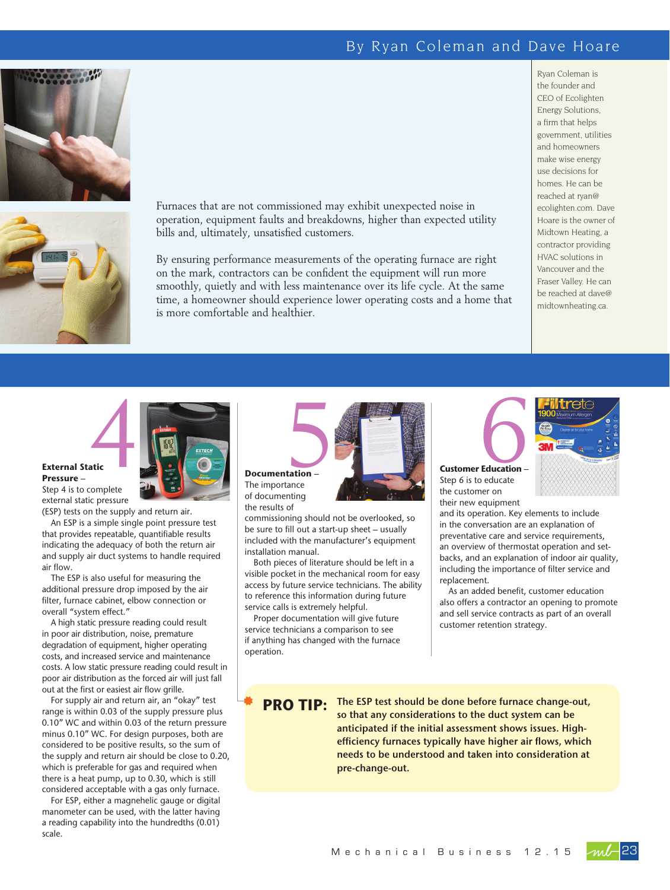By Ryan Coleman and Dave Hoare

Furnaces that are not commissioned may exhibit unexpected noise in operation, equipment faults and breakdowns, higher than expected utility bills and, ultimately, unsatisfied customers.

By ensuring performance measurements of the operating furnace are right on the mark, contractors can be confident the equipment will run more smoothly, quietly and with less maintenance over its life cycle. At the same time, a homeowner should experience lower operating costs and a home that is more comfortable and healthier.

Ryan Coleman is the founder and CEO of Ecolighten Energy Solutions, a firm that helps government, utilities and homeowners make wise energy use decisions for homes. He can be reached at ryan@ecolighten.com. Dave Hoare is the owner of Midtown Heating, a contractor providing HVAC solutions in Vancouver and the Fraser Valley. He can be reached at dave@midtownheating.ca.

## 4

**External Static Pressure** – Step 4 is to complete external static pressure (ESP) tests on the supply and return air.

An ESP is a simple single point pressure test that provides repeatable, quantifiable results indicating the adequacy of both the return air and supply air duct systems to handle required air flow.

The ESP is also useful for measuring the additional pressure drop imposed by the air filter, furnace cabinet, elbow connection or overall "system effect."

A high static pressure reading could result in poor air distribution, noise, premature degradation of equipment, higher operating costs, and increased service and maintenance costs. A low static pressure reading could result in poor air distribution as the forced air will just fall out at the first or easiest air flow grille.

For supply air and return air, an "okay" test range is within 0.03 of the supply pressure plus 0.10" WC and within 0.03 of the return pressure minus 0.10" WC. For design purposes, both are considered to be positive results, so the sum of the supply and return air should be close to 0.20, which is preferable for gas and required when there is a heat pump, up to 0.30, which is still considered acceptable with a gas only furnace.

For ESP, either a magnehelic gauge or digital manometer can be used, with the latter having a reading capability into the hundredths (0.01) scale.

## 5

**Documentation** – The importance of documenting the results of commissioning should not be overlooked, so be sure to fill out a start-up sheet – usually included with the manufacturer's equipment installation manual.

Both pieces of literature should be left in a visible pocket in the mechanical room for easy access by future service technicians. The ability to reference this information during future service calls is extremely helpful.

Proper documentation will give future service technicians a comparison to see if anything has changed with the furnace operation.

## 6

**Customer Education** – Step 6 is to educate the customer on their new equipment and its operation. Key elements to include in the conversation are an explanation of preventative care and service requirements, an overview of thermostat operation and set-backs, and an explanation of indoor air quality, including the importance of filter service and replacement.

As an added benefit, customer education also offers a contractor an opening to promote and sell service contracts as part of an overall customer retention strategy.

**PRO TIP:** **The ESP test should be done before furnace change-out, so that any considerations to the duct system can be anticipated if the initial assessment shows issues. High-efficiency furnaces typically have higher air flows, which needs to be understood and taken into consideration at pre-change-out.**